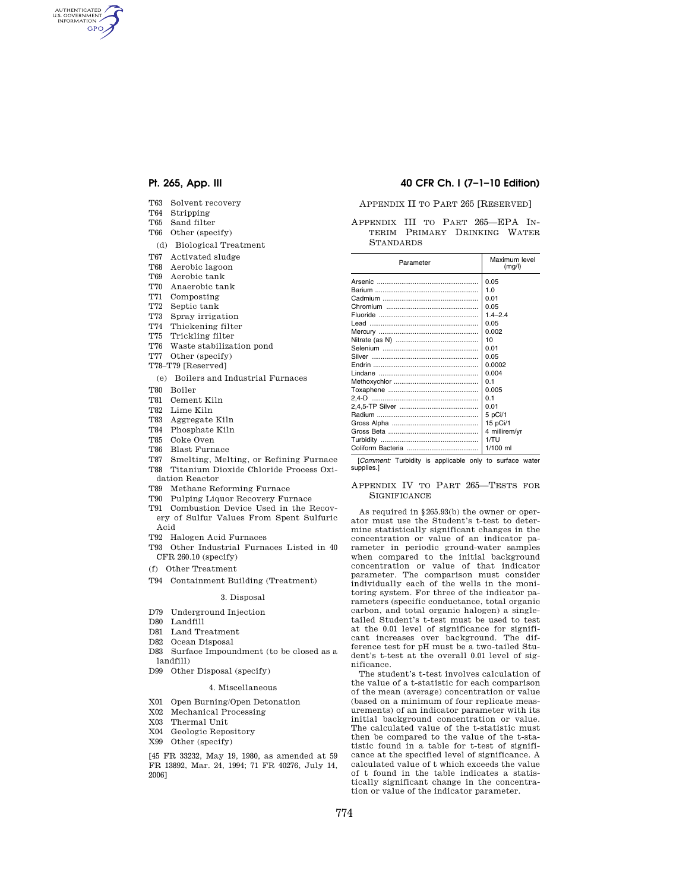T63 Solvent recovery
T64 Stripping
T65 Sand filter
T66 Other (specify)

(d) Biological Treatment

T67 Activated sludge
T68 Aerobic lagoon
T69 Aerobic tank
T70 Anaerobic tank
T71 Composting
T72 Septic tank
T73 Spray irrigation
T74 Thickening filter
T75 Trickling filter
T76 Waste stabilization pond
T77 Other (specify)
T78–T79 [Reserved]

(e) Boilers and Industrial Furnaces

T80 Boiler
T81 Cement Kiln
T82 Lime Kiln
T83 Aggregate Kiln
T84 Phosphate Kiln
T85 Coke Oven
T86 Blast Furnace
T87 Smelting, Melting, or Refining Furnace
T88 Titanium Dioxide Chloride Process Oxidation Reactor
T89 Methane Reforming Furnace
T90 Pulping Liquor Recovery Furnace
T91 Combustion Device Used in the Recovery of Sulfur Values From Spent Sulfuric Acid
T92 Halogen Acid Furnaces
T93 Other Industrial Furnaces Listed in 40 CFR 260.10 (specify)

(f) Other Treatment

T94 Containment Building (Treatment)

3. Disposal

D79 Underground Injection
D80 Landfill
D81 Land Treatment
D82 Ocean Disposal
D83 Surface Impoundment (to be closed as a landfill)
D99 Other Disposal (specify)

4. Miscellaneous

X01 Open Burning/Open Detonation
X02 Mechanical Processing
X03 Thermal Unit
X04 Geologic Repository
X99 Other (specify)

[45 FR 33232, May 19, 1980, as amended at 59 FR 13892, Mar. 24, 1994; 71 FR 40276, July 14, 2006]

## Appendix II to Part 265 [Reserved]

## Appendix III to Part 265—EPA Interim Primary Drinking Water Standards

| Parameter | Maximum level (mg/l) |
|---|---|
| Arsenic | 0.05 |
| Barium | 1.0 |
| Cadmium | 0.01 |
| Chromium | 0.05 |
| Fluoride | 1.4–2.4 |
| Lead | 0.05 |
| Mercury | 0.002 |
| Nitrate (as N) | 10 |
| Selenium | 0.01 |
| Silver | 0.05 |
| Endrin | 0.0002 |
| Lindane | 0.004 |
| Methoxychlor | 0.1 |
| Toxaphene | 0.005 |
| 2,4-D | 0.1 |
| 2,4,5-TP Silver | 0.01 |
| Radium | 5 pCi/1 |
| Gross Alpha | 15 pCi/1 |
| Gross Beta | 4 millirem/yr |
| Turbidity | 1/TU |
| Coliform Bacteria | 1/100 ml |

[*Comment:* Turbidity is applicable only to surface water supplies.]

## Appendix IV to Part 265—Tests for Significance

As required in §265.93(b) the owner or operator must use the Student's t-test to determine statistically significant changes in the concentration or value of an indicator parameter in periodic ground-water samples when compared to the initial background concentration or value of that indicator parameter. The comparison must consider individually each of the wells in the monitoring system. For three of the indicator parameters (specific conductance, total organic carbon, and total organic halogen) a single-tailed Student's t-test must be used to test at the 0.01 level of significance for significant increases over background. The difference test for pH must be a two-tailed Student's t-test at the overall 0.01 level of significance.

The student's t-test involves calculation of the value of a t-statistic for each comparison of the mean (average) concentration or value (based on a minimum of four replicate measurements) of an indicator parameter with its initial background concentration or value. The calculated value of the t-statistic must then be compared to the value of the t-statistic found in a table for t-test of significance at the specified level of significance. A calculated value of t which exceeds the value of t found in the table indicates a statistically significant change in the concentration or value of the indicator parameter.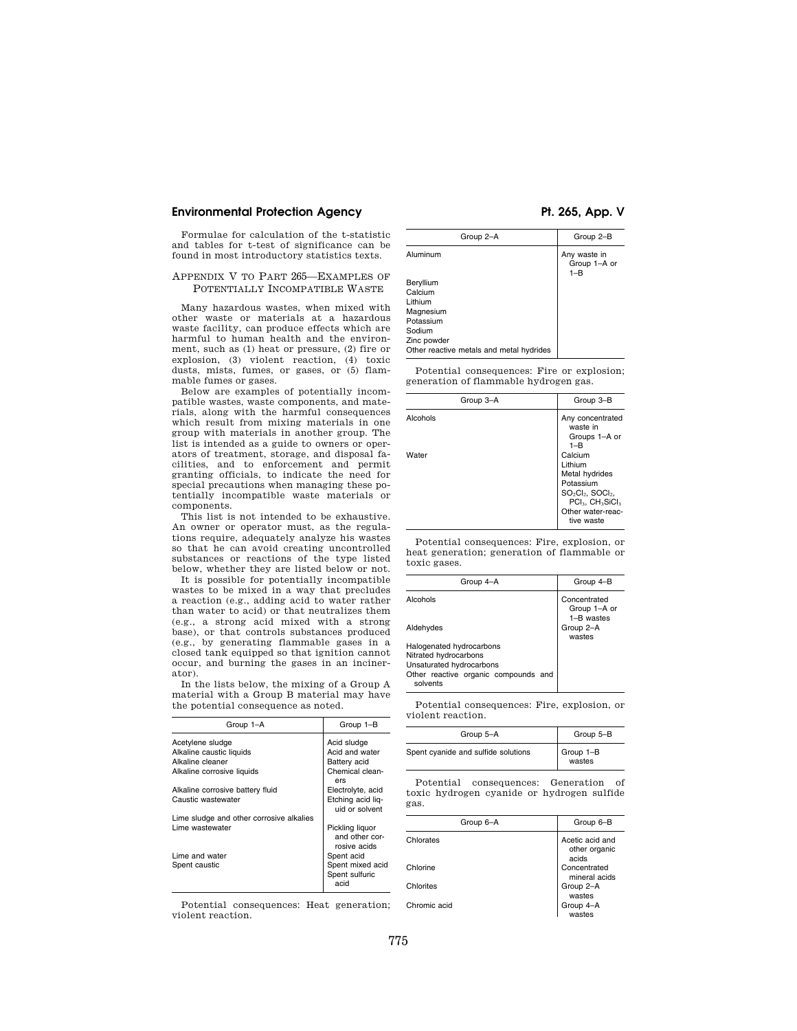Formulae for calculation of the t-statistic and tables for t-test of significance can be found in most introductory statistics texts.

## Appendix V to Part 265—Examples of Potentially Incompatible Waste

Many hazardous wastes, when mixed with other waste or materials at a hazardous waste facility, can produce effects which are harmful to human health and the environment, such as (1) heat or pressure, (2) fire or explosion, (3) violent reaction, (4) toxic dusts, mists, fumes, or gases, or (5) flammable fumes or gases.

Below are examples of potentially incompatible wastes, waste components, and materials, along with the harmful consequences which result from mixing materials in one group with materials in another group. The list is intended as a guide to owners or operators of treatment, storage, and disposal facilities, and to enforcement and permit granting officials, to indicate the need for special precautions when managing these potentially incompatible waste materials or components.

This list is not intended to be exhaustive. An owner or operator must, as the regulations require, adequately analyze his wastes so that he can avoid creating uncontrolled substances or reactions of the type listed below, whether they are listed below or not.

It is possible for potentially incompatible wastes to be mixed in a way that precludes a reaction (e.g., adding acid to water rather than water to acid) or that neutralizes them (e.g., a strong acid mixed with a strong base), or that controls substances produced (e.g., by generating flammable gases in a closed tank equipped so that ignition cannot occur, and burning the gases in an incinerator).

In the lists below, the mixing of a Group A material with a Group B material may have the potential consequence as noted.

| Group 1–A | Group 1–B |
|---|---|
| Acetylene sludge | Acid sludge |
| Alkaline caustic liquids | Acid and water |
| Alkaline cleaner | Battery acid |
| Alkaline corrosive liquids | Chemical cleaners |
| Alkaline corrosive battery fluid | Electrolyte, acid |
| Caustic wastewater | Etching acid liquid or solvent |
| Lime sludge and other corrosive alkalies | |
| Lime wastewater | Pickling liquor and other corrosive acids |
| Lime and water | Spent acid |
| Spent caustic | Spent mixed acid |
| | Spent sulfuric acid |

Potential consequences: Heat generation; violent reaction.

| Group 2–A | Group 2–B |
|---|---|
| Aluminum | Any waste in Group 1–A or 1–B |
| Beryllium | |
| Calcium | |
| Lithium | |
| Magnesium | |
| Potassium | |
| Sodium | |
| Zinc powder | |
| Other reactive metals and metal hydrides | |

Potential consequences: Fire or explosion; generation of flammable hydrogen gas.

| Group 3–A | Group 3–B |
|---|---|
| Alcohols | Any concentrated waste in Groups 1–A or 1–B |
| Water | Calcium |
| | Lithium |
| | Metal hydrides |
| | Potassium |
| | $SO_2Cl_2$, $SOCl_2$, $PCl_3$, $CH_3SiCl_3$ |
| | Other water-reactive waste |

Potential consequences: Fire, explosion, or heat generation; generation of flammable or toxic gases.

| Group 4–A | Group 4–B |
|---|---|
| Alcohols | Concentrated Group 1–A or 1–B wastes |
| Aldehydes | Group 2–A wastes |
| Halogenated hydrocarbons | |
| Nitrated hydrocarbons | |
| Unsaturated hydrocarbons | |
| Other reactive organic compounds and solvents | |

Potential consequences: Fire, explosion, or violent reaction.

| Group 5–A | Group 5–B |
|---|---|
| Spent cyanide and sulfide solutions | Group 1–B wastes |

Potential consequences: Generation of toxic hydrogen cyanide or hydrogen sulfide gas.

| Group 6–A | Group 6–B |
|---|---|
| Chlorates | Acetic acid and other organic acids |
| Chlorine | Concentrated mineral acids |
| Chlorites | Group 2–A wastes |
| Chromic acid | Group 4–A wastes |